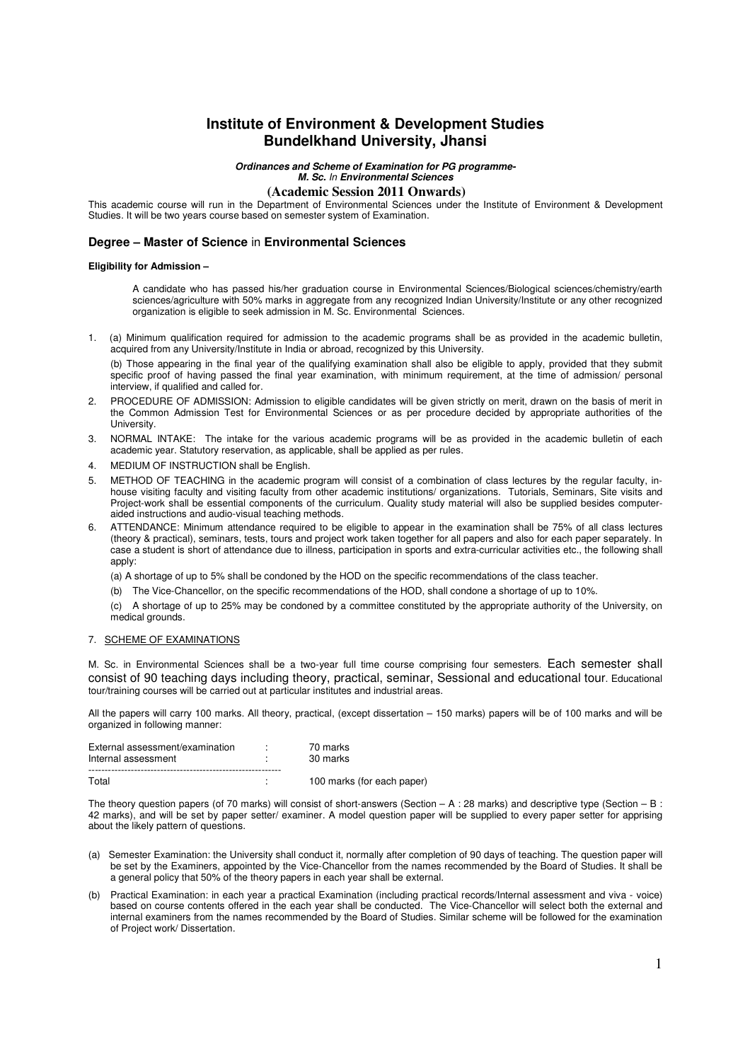# Institute of Environment & Development Studies
# Bundelkhand University, Jhansi

***Ordinances and Scheme of Examination for PG programme-***
***M. Sc.** In **Environmental Sciences***

**(Academic Session 2011 Onwards)**

This academic course will run in the Department of Environmental Sciences under the Institute of Environment & Development Studies. It will be two years course based on semester system of Examination.

## Degree – Master of Science in Environmental Sciences

**Eligibility for Admission –**

A candidate who has passed his/her graduation course in Environmental Sciences/Biological sciences/chemistry/earth sciences/agriculture with 50% marks in aggregate from any recognized Indian University/Institute or any other recognized organization is eligible to seek admission in M. Sc. Environmental Sciences.

1. (a) Minimum qualification required for admission to the academic programs shall be as provided in the academic bulletin, acquired from any University/Institute in India or abroad, recognized by this University.

   (b) Those appearing in the final year of the qualifying examination shall also be eligible to apply, provided that they submit specific proof of having passed the final year examination, with minimum requirement, at the time of admission/ personal interview, if qualified and called for.

2. PROCEDURE OF ADMISSION: Admission to eligible candidates will be given strictly on merit, drawn on the basis of merit in the Common Admission Test for Environmental Sciences or as per procedure decided by appropriate authorities of the University.
3. NORMAL INTAKE: The intake for the various academic programs will be as provided in the academic bulletin of each academic year. Statutory reservation, as applicable, shall be applied as per rules.
4. MEDIUM OF INSTRUCTION shall be English.
5. METHOD OF TEACHING in the academic program will consist of a combination of class lectures by the regular faculty, in-house visiting faculty and visiting faculty from other academic institutions/ organizations. Tutorials, Seminars, Site visits and Project-work shall be essential components of the curriculum. Quality study material will also be supplied besides computer-aided instructions and audio-visual teaching methods.
6. ATTENDANCE: Minimum attendance required to be eligible to appear in the examination shall be 75% of all class lectures (theory & practical), seminars, tests, tours and project work taken together for all papers and also for each paper separately. In case a student is short of attendance due to illness, participation in sports and extra-curricular activities etc., the following shall apply:

   (a) A shortage of up to 5% shall be condoned by the HOD on the specific recommendations of the class teacher.

   (b) The Vice-Chancellor, on the specific recommendations of the HOD, shall condone a shortage of up to 10%.

   (c) A shortage of up to 25% may be condoned by a committee constituted by the appropriate authority of the University, on medical grounds.

7. SCHEME OF EXAMINATIONS

M. Sc. in Environmental Sciences shall be a two-year full time course comprising four semesters. Each semester shall consist of 90 teaching days including theory, practical, seminar, Sessional and educational tour. Educational tour/training courses will be carried out at particular institutes and industrial areas.

All the papers will carry 100 marks. All theory, practical, (except dissertation – 150 marks) papers will be of 100 marks and will be organized in following manner:

| | | |
|---|---|---|
| External assessment/examination | : | 70 marks |
| Internal assessment | : | 30 marks |
| Total | : | 100 marks (for each paper) |

The theory question papers (of 70 marks) will consist of short-answers (Section – A : 28 marks) and descriptive type (Section – B : 42 marks), and will be set by paper setter/ examiner. A model question paper will be supplied to every paper setter for apprising about the likely pattern of questions.

(a) Semester Examination: the University shall conduct it, normally after completion of 90 days of teaching. The question paper will be set by the Examiners, appointed by the Vice-Chancellor from the names recommended by the Board of Studies. It shall be a general policy that 50% of the theory papers in each year shall be external.

(b) Practical Examination: in each year a practical Examination (including practical records/Internal assessment and viva - voice) based on course contents offered in the each year shall be conducted. The Vice-Chancellor will select both the external and internal examiners from the names recommended by the Board of Studies. Similar scheme will be followed for the examination of Project work/ Dissertation.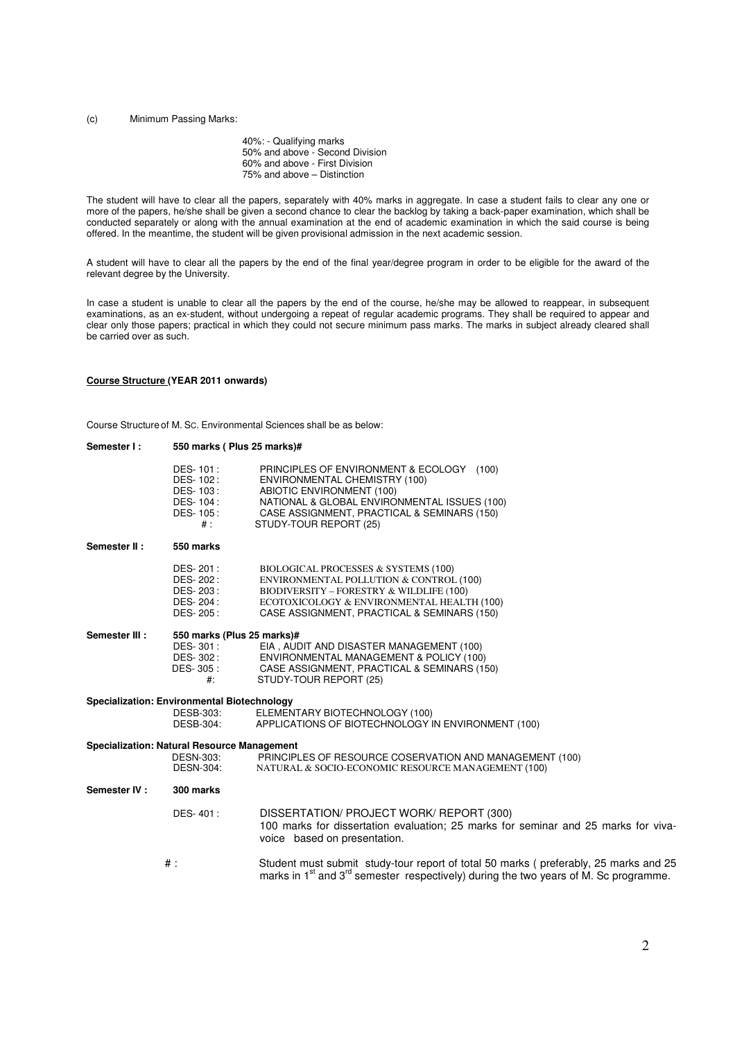(c) Minimum Passing Marks:

40%: - Qualifying marks
50% and above - Second Division
60% and above - First Division
75% and above – Distinction

The student will have to clear all the papers, separately with 40% marks in aggregate. In case a student fails to clear any one or more of the papers, he/she shall be given a second chance to clear the backlog by taking a back-paper examination, which shall be conducted separately or along with the annual examination at the end of academic examination in which the said course is being offered. In the meantime, the student will be given provisional admission in the next academic session.

A student will have to clear all the papers by the end of the final year/degree program in order to be eligible for the award of the relevant degree by the University.

In case a student is unable to clear all the papers by the end of the course, he/she may be allowed to reappear, in subsequent examinations, as an ex-student, without undergoing a repeat of regular academic programs. They shall be required to appear and clear only those papers; practical in which they could not secure minimum pass marks. The marks in subject already cleared shall be carried over as such.

**Course Structure (YEAR 2011 onwards)**

Course Structure of M. Sc. Environmental Sciences shall be as below:

**Semester I : 550 marks ( Plus 25 marks)#**

- DES- 101 : PRINCIPLES OF ENVIRONMENT & ECOLOGY (100)
- DES- 102 : ENVIRONMENTAL CHEMISTRY (100)
- DES- 103 : ABIOTIC ENVIRONMENT (100)
- DES- 104 : NATIONAL & GLOBAL ENVIRONMENTAL ISSUES (100)
- DES- 105 : CASE ASSIGNMENT, PRACTICAL & SEMINARS (150)
- # : STUDY-TOUR REPORT (25)

**Semester II : 550 marks**

- DES- 201 : BIOLOGICAL PROCESSES & SYSTEMS (100)
- DES- 202 : ENVIRONMENTAL POLLUTION & CONTROL (100)
- DES- 203 : BIODIVERSITY – FORESTRY & WILDLIFE (100)
- DES- 204 : ECOTOXICOLOGY & ENVIRONMENTAL HEALTH (100)
- DES- 205 : CASE ASSIGNMENT, PRACTICAL & SEMINARS (150)

**Semester III : 550 marks (Plus 25 marks)#**

- DES- 301 : EIA , AUDIT AND DISASTER MANAGEMENT (100)
- DES- 302 : ENVIRONMENTAL MANAGEMENT & POLICY (100)
- DES- 305 : CASE ASSIGNMENT, PRACTICAL & SEMINARS (150)
- #: STUDY-TOUR REPORT (25)

**Specialization: Environmental Biotechnology**

- DESB-303: ELEMENTARY BIOTECHNOLOGY (100)
- DESB-304: APPLICATIONS OF BIOTECHNOLOGY IN ENVIRONMENT (100)

**Specialization: Natural Resource Management**

- DESN-303: PRINCIPLES OF RESOURCE COSERVATION AND MANAGEMENT (100)
- DESN-304: NATURAL & SOCIO-ECONOMIC RESOURCE MANAGEMENT (100)

**Semester IV : 300 marks**

- DES- 401 : DISSERTATION/ PROJECT WORK/ REPORT (300)
  100 marks for dissertation evaluation; 25 marks for seminar and 25 marks for viva-voice based on presentation.

# : Student must submit study-tour report of total 50 marks ( preferably, 25 marks and 25 marks in 1st and 3rd semester respectively) during the two years of M. Sc programme.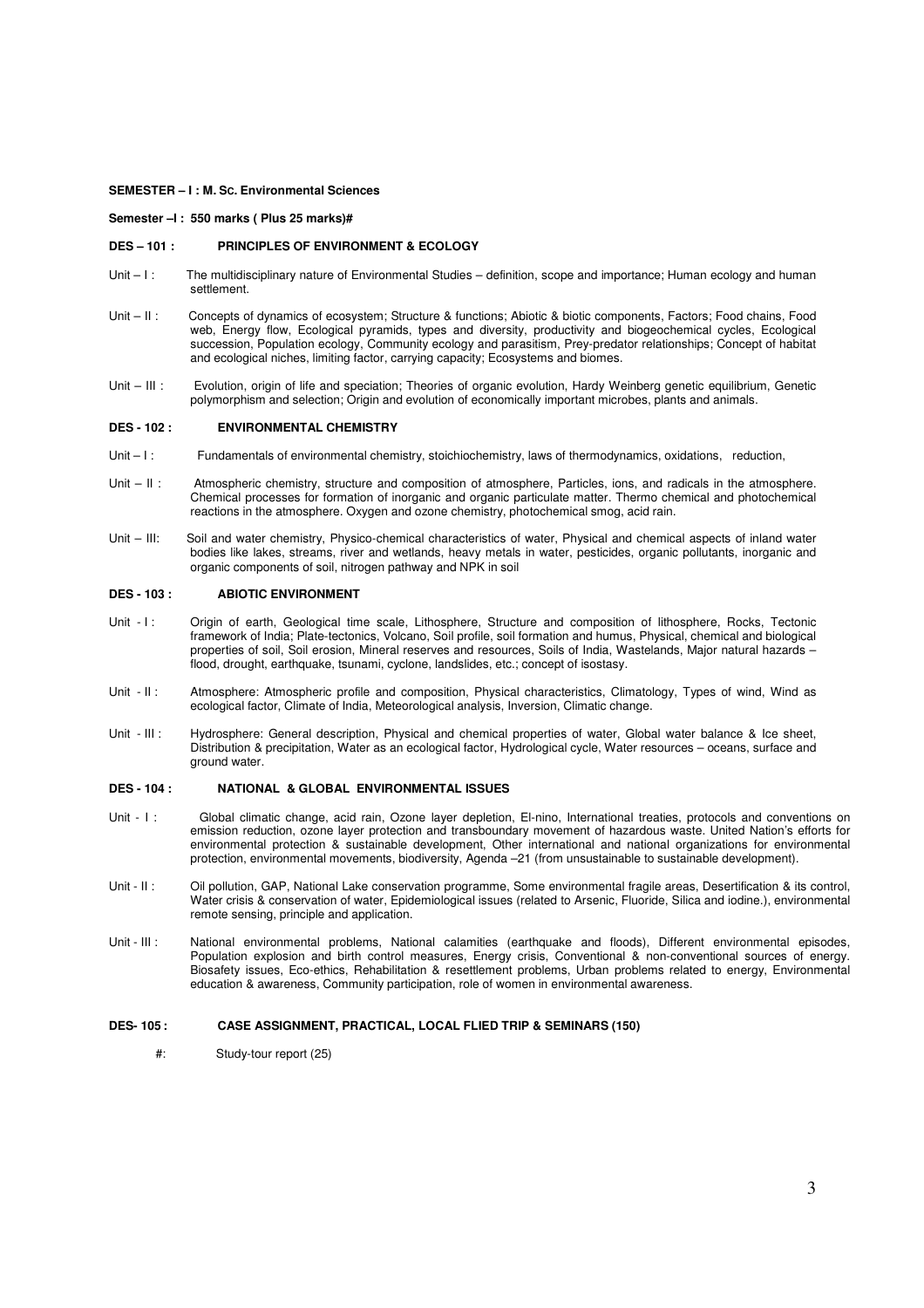**SEMESTER – I : M. SC. Environmental Sciences**

**Semester –I : 550 marks ( Plus 25 marks)#**

## DES – 101 : PRINCIPLES OF ENVIRONMENT & ECOLOGY

Unit – I : The multidisciplinary nature of Environmental Studies – definition, scope and importance; Human ecology and human settlement.

Unit – II : Concepts of dynamics of ecosystem; Structure & functions; Abiotic & biotic components, Factors; Food chains, Food web, Energy flow, Ecological pyramids, types and diversity, productivity and biogeochemical cycles, Ecological succession, Population ecology, Community ecology and parasitism, Prey-predator relationships; Concept of habitat and ecological niches, limiting factor, carrying capacity; Ecosystems and biomes.

Unit – III : Evolution, origin of life and speciation; Theories of organic evolution, Hardy Weinberg genetic equilibrium, Genetic polymorphism and selection; Origin and evolution of economically important microbes, plants and animals.

## DES - 102 : ENVIRONMENTAL CHEMISTRY

Unit – I : Fundamentals of environmental chemistry, stoichiochemistry, laws of thermodynamics, oxidations, reduction,

Unit – II : Atmospheric chemistry, structure and composition of atmosphere, Particles, ions, and radicals in the atmosphere. Chemical processes for formation of inorganic and organic particulate matter. Thermo chemical and photochemical reactions in the atmosphere. Oxygen and ozone chemistry, photochemical smog, acid rain.

Unit – III: Soil and water chemistry, Physico-chemical characteristics of water, Physical and chemical aspects of inland water bodies like lakes, streams, river and wetlands, heavy metals in water, pesticides, organic pollutants, inorganic and organic components of soil, nitrogen pathway and NPK in soil

## DES - 103 : ABIOTIC ENVIRONMENT

Unit - I : Origin of earth, Geological time scale, Lithosphere, Structure and composition of lithosphere, Rocks, Tectonic framework of India; Plate-tectonics, Volcano, Soil profile, soil formation and humus, Physical, chemical and biological properties of soil, Soil erosion, Mineral reserves and resources, Soils of India, Wastelands, Major natural hazards – flood, drought, earthquake, tsunami, cyclone, landslides, etc.; concept of isostasy.

Unit - II : Atmosphere: Atmospheric profile and composition, Physical characteristics, Climatology, Types of wind, Wind as ecological factor, Climate of India, Meteorological analysis, Inversion, Climatic change.

Unit - III : Hydrosphere: General description, Physical and chemical properties of water, Global water balance & Ice sheet, Distribution & precipitation, Water as an ecological factor, Hydrological cycle, Water resources – oceans, surface and ground water.

## DES - 104 : NATIONAL & GLOBAL ENVIRONMENTAL ISSUES

Unit - I : Global climatic change, acid rain, Ozone layer depletion, El-nino, International treaties, protocols and conventions on emission reduction, ozone layer protection and transboundary movement of hazardous waste. United Nation's efforts for environmental protection & sustainable development, Other international and national organizations for environmental protection, environmental movements, biodiversity, Agenda –21 (from unsustainable to sustainable development).

Unit - II : Oil pollution, GAP, National Lake conservation programme, Some environmental fragile areas, Desertification & its control, Water crisis & conservation of water, Epidemiological issues (related to Arsenic, Fluoride, Silica and iodine.), environmental remote sensing, principle and application.

Unit - III : National environmental problems, National calamities (earthquake and floods), Different environmental episodes, Population explosion and birth control measures, Energy crisis, Conventional & non-conventional sources of energy. Biosafety issues, Eco-ethics, Rehabilitation & resettlement problems, Urban problems related to energy, Environmental education & awareness, Community participation, role of women in environmental awareness.

## DES- 105 : CASE ASSIGNMENT, PRACTICAL, LOCAL FLIED TRIP & SEMINARS (150)

#: Study-tour report (25)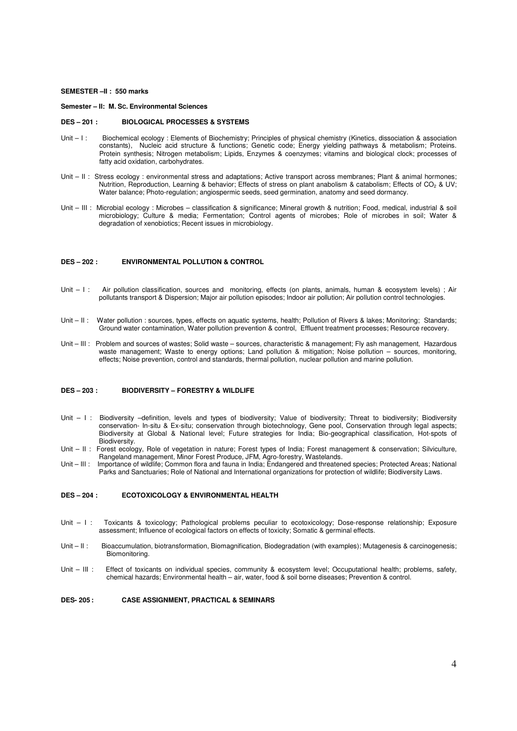**SEMESTER –II : 550 marks**

**Semester – II: M. Sc. Environmental Sciences**

### DES – 201 : BIOLOGICAL PROCESSES & SYSTEMS

Unit – I : Biochemical ecology : Elements of Biochemistry; Principles of physical chemistry (Kinetics, dissociation & association constants), Nucleic acid structure & functions; Genetic code; Energy yielding pathways & metabolism; Proteins. Protein synthesis; Nitrogen metabolism; Lipids, Enzymes & coenzymes; vitamins and biological clock; processes of fatty acid oxidation, carbohydrates.

Unit – II : Stress ecology : environmental stress and adaptations; Active transport across membranes; Plant & animal hormones; Nutrition, Reproduction, Learning & behavior; Effects of stress on plant anabolism & catabolism; Effects of $CO_2$ & UV; Water balance; Photo-regulation; angiospermic seeds, seed germination, anatomy and seed dormancy.

Unit – III : Microbial ecology : Microbes – classification & significance; Mineral growth & nutrition; Food, medical, industrial & soil microbiology; Culture & media; Fermentation; Control agents of microbes; Role of microbes in soil; Water & degradation of xenobiotics; Recent issues in microbiology.

### DES – 202 : ENVIRONMENTAL POLLUTION & CONTROL

Unit – I : Air pollution classification, sources and monitoring, effects (on plants, animals, human & ecosystem levels) ; Air pollutants transport & Dispersion; Major air pollution episodes; Indoor air pollution; Air pollution control technologies.

Unit – II : Water pollution : sources, types, effects on aquatic systems, health; Pollution of Rivers & lakes; Monitoring; Standards; Ground water contamination, Water pollution prevention & control, Effluent treatment processes; Resource recovery.

Unit – III : Problem and sources of wastes; Solid waste – sources, characteristic & management; Fly ash management, Hazardous waste management; Waste to energy options; Land pollution & mitigation; Noise pollution – sources, monitoring, effects; Noise prevention, control and standards, thermal pollution, nuclear pollution and marine pollution.

### DES – 203 : BIODIVERSITY – FORESTRY & WILDLIFE

Unit – I : Biodiversity –definition, levels and types of biodiversity; Value of biodiversity; Threat to biodiversity; Biodiversity conservation- In-situ & Ex-situ; conservation through biotechnology, Gene pool, Conservation through legal aspects; Biodiversity at Global & National level; Future strategies for India; Bio-geographical classification, Hot-spots of Biodiversity.

Unit – II : Forest ecology, Role of vegetation in nature; Forest types of India; Forest management & conservation; Silviculture, Rangeland management, Minor Forest Produce, JFM, Agro-forestry, Wastelands.

Unit – III : Importance of wildlife; Common flora and fauna in India; Endangered and threatened species; Protected Areas; National Parks and Sanctuaries; Role of National and International organizations for protection of wildlife; Biodiversity Laws.

### DES – 204 : ECOTOXICOLOGY & ENVIRONMENTAL HEALTH

Unit – I : Toxicants & toxicology; Pathological problems peculiar to ecotoxicology; Dose-response relationship; Exposure assessment; Influence of ecological factors on effects of toxicity; Somatic & germinal effects.

Unit – II : Bioaccumulation, biotransformation, Biomagnification, Biodegradation (with examples); Mutagenesis & carcinogenesis; Biomonitoring.

Unit – III : Effect of toxicants on individual species, community & ecosystem level; Occuputational health; problems, safety, chemical hazards; Environmental health – air, water, food & soil borne diseases; Prevention & control.

### DES- 205 : CASE ASSIGNMENT, PRACTICAL & SEMINARS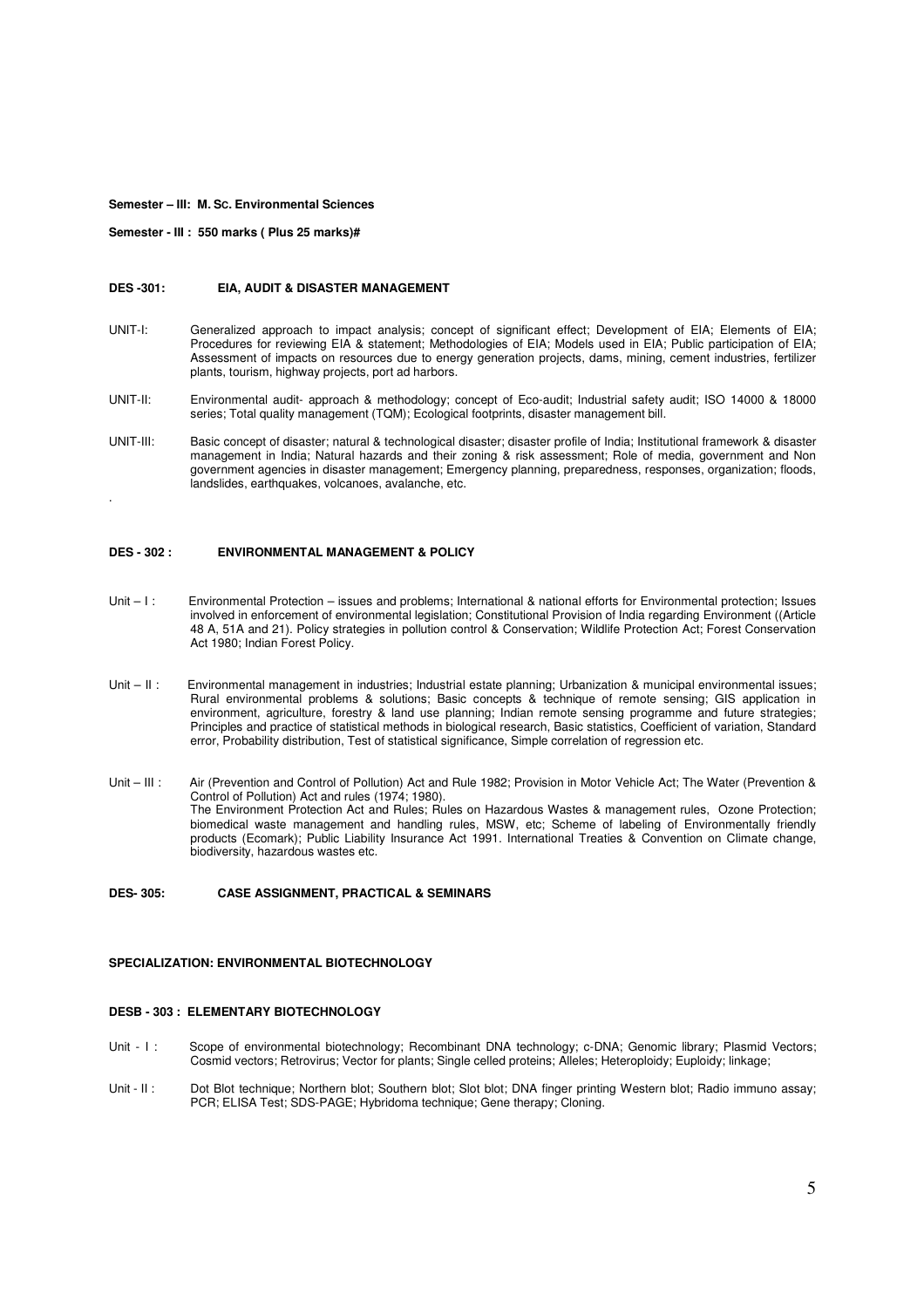**Semester – III: M. Sc. Environmental Sciences**

**Semester - III : 550 marks ( Plus 25 marks)#**

### DES -301: EIA, AUDIT & DISASTER MANAGEMENT

UNIT-I: Generalized approach to impact analysis; concept of significant effect; Development of EIA; Elements of EIA; Procedures for reviewing EIA & statement; Methodologies of EIA; Models used in EIA; Public participation of EIA; Assessment of impacts on resources due to energy generation projects, dams, mining, cement industries, fertilizer plants, tourism, highway projects, port ad harbors.

UNIT-II: Environmental audit- approach & methodology; concept of Eco-audit; Industrial safety audit; ISO 14000 & 18000 series; Total quality management (TQM); Ecological footprints, disaster management bill.

UNIT-III: Basic concept of disaster; natural & technological disaster; disaster profile of India; Institutional framework & disaster management in India; Natural hazards and their zoning & risk assessment; Role of media, government and Non government agencies in disaster management; Emergency planning, preparedness, responses, organization; floods, landslides, earthquakes, volcanoes, avalanche, etc.

.

### DES - 302 : ENVIRONMENTAL MANAGEMENT & POLICY

Unit – I : Environmental Protection – issues and problems; International & national efforts for Environmental protection; Issues involved in enforcement of environmental legislation; Constitutional Provision of India regarding Environment ((Article 48 A, 51A and 21). Policy strategies in pollution control & Conservation; Wildlife Protection Act; Forest Conservation Act 1980; Indian Forest Policy.

Unit – II : Environmental management in industries; Industrial estate planning; Urbanization & municipal environmental issues; Rural environmental problems & solutions; Basic concepts & technique of remote sensing; GIS application in environment, agriculture, forestry & land use planning; Indian remote sensing programme and future strategies; Principles and practice of statistical methods in biological research, Basic statistics, Coefficient of variation, Standard error, Probability distribution, Test of statistical significance, Simple correlation of regression etc.

Unit – III : Air (Prevention and Control of Pollution) Act and Rule 1982; Provision in Motor Vehicle Act; The Water (Prevention & Control of Pollution) Act and rules (1974; 1980).
The Environment Protection Act and Rules; Rules on Hazardous Wastes & management rules, Ozone Protection; biomedical waste management and handling rules, MSW, etc; Scheme of labeling of Environmentally friendly products (Ecomark); Public Liability Insurance Act 1991. International Treaties & Convention on Climate change, biodiversity, hazardous wastes etc.

### DES- 305: CASE ASSIGNMENT, PRACTICAL & SEMINARS

### SPECIALIZATION: ENVIRONMENTAL BIOTECHNOLOGY

#### DESB - 303 : ELEMENTARY BIOTECHNOLOGY

Unit - I : Scope of environmental biotechnology; Recombinant DNA technology; c-DNA; Genomic library; Plasmid Vectors; Cosmid vectors; Retrovirus; Vector for plants; Single celled proteins; Alleles; Heteroploidy; Euploidy; linkage;

Unit - II : Dot Blot technique; Northern blot; Southern blot; Slot blot; DNA finger printing Western blot; Radio immuno assay; PCR; ELISA Test; SDS-PAGE; Hybridoma technique; Gene therapy; Cloning.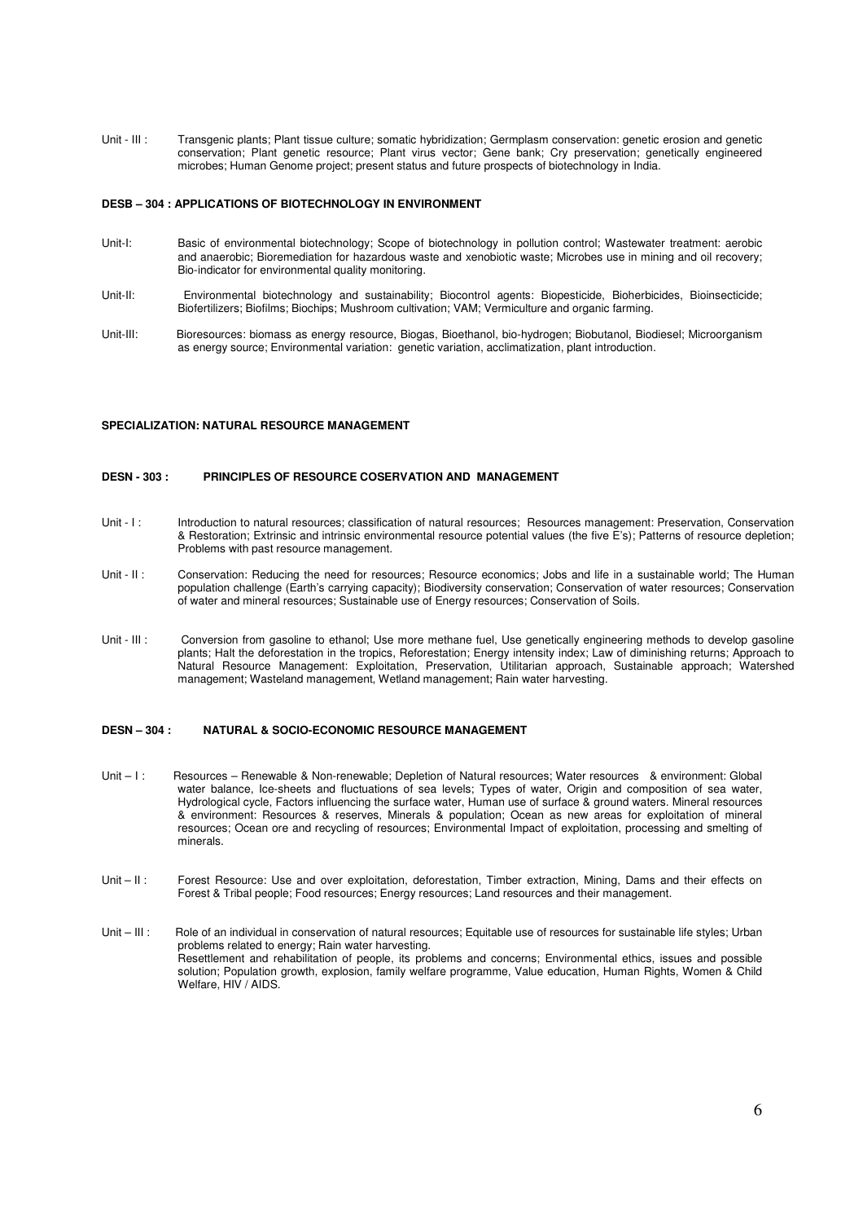Unit - III : Transgenic plants; Plant tissue culture; somatic hybridization; Germplasm conservation: genetic erosion and genetic conservation; Plant genetic resource; Plant virus vector; Gene bank; Cry preservation; genetically engineered microbes; Human Genome project; present status and future prospects of biotechnology in India.

### DESB – 304 : APPLICATIONS OF BIOTECHNOLOGY IN ENVIRONMENT

Unit-I: Basic of environmental biotechnology; Scope of biotechnology in pollution control; Wastewater treatment: aerobic and anaerobic; Bioremediation for hazardous waste and xenobiotic waste; Microbes use in mining and oil recovery; Bio-indicator for environmental quality monitoring.

Unit-II: Environmental biotechnology and sustainability; Biocontrol agents: Biopesticide, Bioherbicides, Bioinsecticide; Biofertilizers; Biofilms; Biochips; Mushroom cultivation; VAM; Vermiculture and organic farming.

Unit-III: Bioresources: biomass as energy resource, Biogas, Bioethanol, bio-hydrogen; Biobutanol, Biodiesel; Microorganism as energy source; Environmental variation: genetic variation, acclimatization, plant introduction.

## SPECIALIZATION: NATURAL RESOURCE MANAGEMENT

### DESN - 303 : PRINCIPLES OF RESOURCE COSERVATION AND MANAGEMENT

Unit - I : Introduction to natural resources; classification of natural resources; Resources management: Preservation, Conservation & Restoration; Extrinsic and intrinsic environmental resource potential values (the five E's); Patterns of resource depletion; Problems with past resource management.

Unit - II : Conservation: Reducing the need for resources; Resource economics; Jobs and life in a sustainable world; The Human population challenge (Earth's carrying capacity); Biodiversity conservation; Conservation of water resources; Conservation of water and mineral resources; Sustainable use of Energy resources; Conservation of Soils.

Unit - III : Conversion from gasoline to ethanol; Use more methane fuel, Use genetically engineering methods to develop gasoline plants; Halt the deforestation in the tropics, Reforestation; Energy intensity index; Law of diminishing returns; Approach to Natural Resource Management: Exploitation, Preservation, Utilitarian approach, Sustainable approach; Watershed management; Wasteland management, Wetland management; Rain water harvesting.

### DESN – 304 : NATURAL & SOCIO-ECONOMIC RESOURCE MANAGEMENT

Unit – I : Resources – Renewable & Non-renewable; Depletion of Natural resources; Water resources & environment: Global water balance, Ice-sheets and fluctuations of sea levels; Types of water, Origin and composition of sea water, Hydrological cycle, Factors influencing the surface water, Human use of surface & ground waters. Mineral resources & environment: Resources & reserves, Minerals & population; Ocean as new areas for exploitation of mineral resources; Ocean ore and recycling of resources; Environmental Impact of exploitation, processing and smelting of minerals.

Unit – II : Forest Resource: Use and over exploitation, deforestation, Timber extraction, Mining, Dams and their effects on Forest & Tribal people; Food resources; Energy resources; Land resources and their management.

Unit – III : Role of an individual in conservation of natural resources; Equitable use of resources for sustainable life styles; Urban problems related to energy; Rain water harvesting.
Resettlement and rehabilitation of people, its problems and concerns; Environmental ethics, issues and possible solution; Population growth, explosion, family welfare programme, Value education, Human Rights, Women & Child Welfare, HIV / AIDS.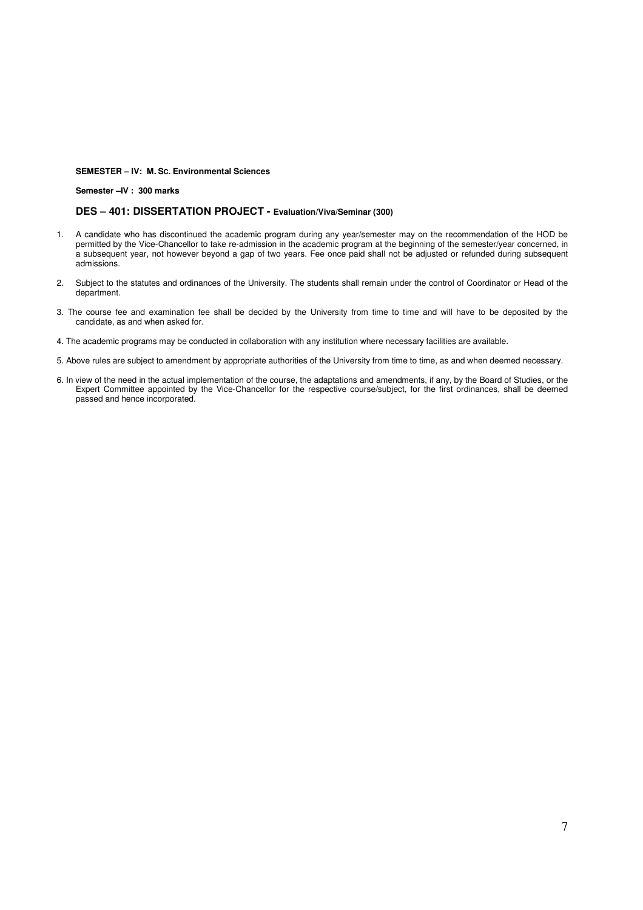**SEMESTER – IV: M. Sc. Environmental Sciences**

**Semester –IV : 300 marks**

### DES – 401: DISSERTATION PROJECT - Evaluation/Viva/Seminar (300)

1. A candidate who has discontinued the academic program during any year/semester may on the recommendation of the HOD be permitted by the Vice-Chancellor to take re-admission in the academic program at the beginning of the semester/year concerned, in a subsequent year, not however beyond a gap of two years. Fee once paid shall not be adjusted or refunded during subsequent admissions.

2. Subject to the statutes and ordinances of the University. The students shall remain under the control of Coordinator or Head of the department.

3. The course fee and examination fee shall be decided by the University from time to time and will have to be deposited by the candidate, as and when asked for.

4. The academic programs may be conducted in collaboration with any institution where necessary facilities are available.

5. Above rules are subject to amendment by appropriate authorities of the University from time to time, as and when deemed necessary.

6. In view of the need in the actual implementation of the course, the adaptations and amendments, if any, by the Board of Studies, or the Expert Committee appointed by the Vice-Chancellor for the respective course/subject, for the first ordinances, shall be deemed passed and hence incorporated.